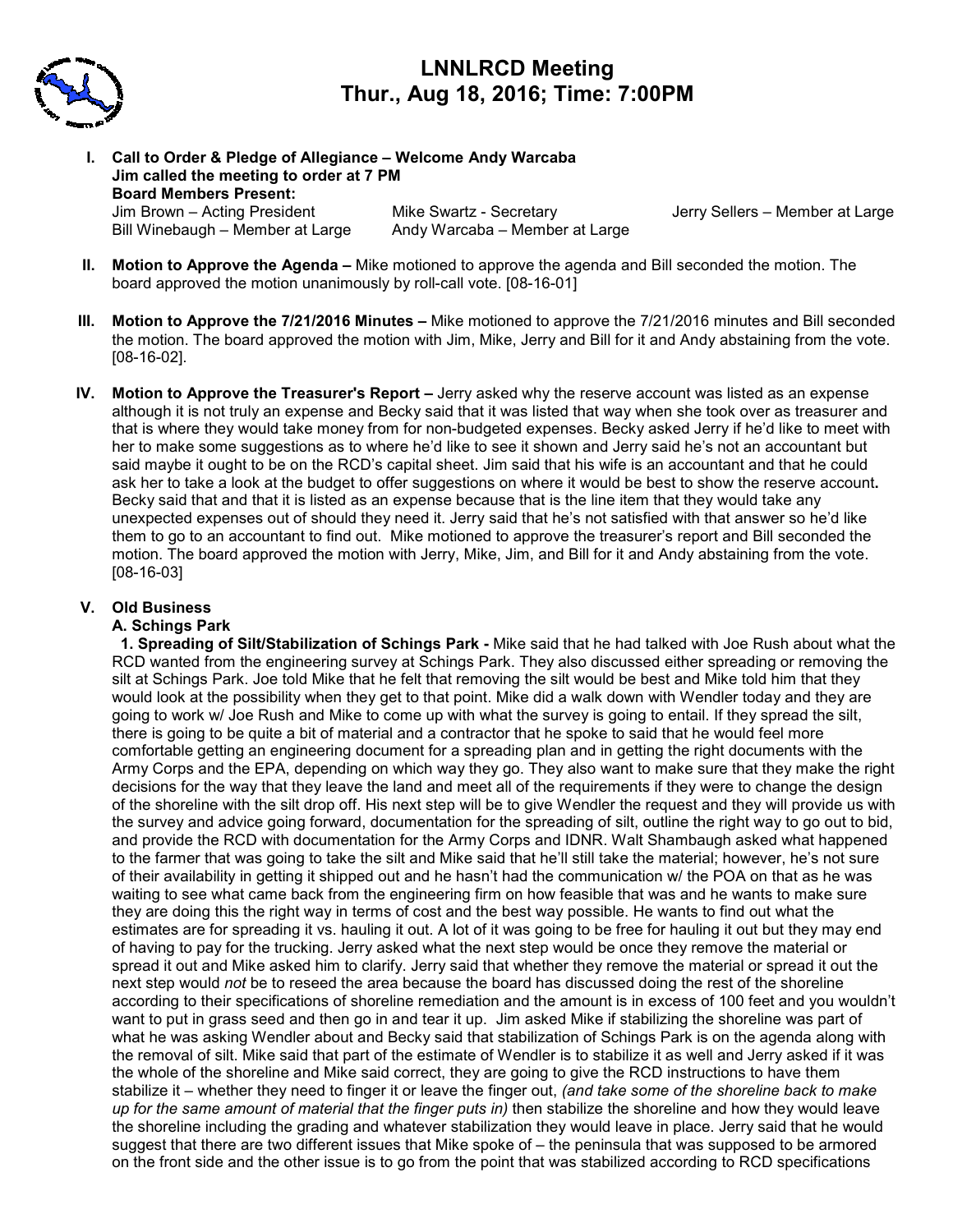# LNNLRCD Meeting
## Thur., Aug 18, 2016; Time: 7:00PM

**I. Call to Order & Pledge of Allegiance – Welcome Andy Warcaba**
**Jim called the meeting to order at 7 PM**
**Board Members Present:**

Jim Brown – Acting President
Mike Swartz - Secretary
Jerry Sellers – Member at Large
Bill Winebaugh – Member at Large
Andy Warcaba – Member at Large

**II. Motion to Approve the Agenda –** Mike motioned to approve the agenda and Bill seconded the motion. The board approved the motion unanimously by roll-call vote. [08-16-01]

**III. Motion to Approve the 7/21/2016 Minutes –** Mike motioned to approve the 7/21/2016 minutes and Bill seconded the motion. The board approved the motion with Jim, Mike, Jerry and Bill for it and Andy abstaining from the vote. [08-16-02].

**IV. Motion to Approve the Treasurer's Report –** Jerry asked why the reserve account was listed as an expense although it is not truly an expense and Becky said that it was listed that way when she took over as treasurer and that is where they would take money from for non-budgeted expenses. Becky asked Jerry if he'd like to meet with her to make some suggestions as to where he'd like to see it shown and Jerry said he's not an accountant but said maybe it ought to be on the RCD's capital sheet. Jim said that his wife is an accountant and that he could ask her to take a look at the budget to offer suggestions on where it would be best to show the reserve account**.** Becky said that and that it is listed as an expense because that is the line item that they would take any unexpected expenses out of should they need it. Jerry said that he's not satisfied with that answer so he'd like them to go to an accountant to find out. Mike motioned to approve the treasurer's report and Bill seconded the motion. The board approved the motion with Jerry, Mike, Jim, and Bill for it and Andy abstaining from the vote. [08-16-03]

**V. Old Business**

**A. Schings Park**

**1. Spreading of Silt/Stabilization of Schings Park -** Mike said that he had talked with Joe Rush about what the RCD wanted from the engineering survey at Schings Park. They also discussed either spreading or removing the silt at Schings Park. Joe told Mike that he felt that removing the silt would be best and Mike told him that they would look at the possibility when they get to that point. Mike did a walk down with Wendler today and they are going to work w/ Joe Rush and Mike to come up with what the survey is going to entail. If they spread the silt, there is going to be quite a bit of material and a contractor that he spoke to said that he would feel more comfortable getting an engineering document for a spreading plan and in getting the right documents with the Army Corps and the EPA, depending on which way they go. They also want to make sure that they make the right decisions for the way that they leave the land and meet all of the requirements if they were to change the design of the shoreline with the silt drop off. His next step will be to give Wendler the request and they will provide us with the survey and advice going forward, documentation for the spreading of silt, outline the right way to go out to bid, and provide the RCD with documentation for the Army Corps and IDNR. Walt Shambaugh asked what happened to the farmer that was going to take the silt and Mike said that he'll still take the material; however, he's not sure of their availability in getting it shipped out and he hasn't had the communication w/ the POA on that as he was waiting to see what came back from the engineering firm on how feasible that was and he wants to make sure they are doing this the right way in terms of cost and the best way possible. He wants to find out what the estimates are for spreading it vs. hauling it out. A lot of it was going to be free for hauling it out but they may end of having to pay for the trucking. Jerry asked what the next step would be once they remove the material or spread it out and Mike asked him to clarify. Jerry said that whether they remove the material or spread it out the next step would *not* be to reseed the area because the board has discussed doing the rest of the shoreline according to their specifications of shoreline remediation and the amount is in excess of 100 feet and you wouldn't want to put in grass seed and then go in and tear it up. Jim asked Mike if stabilizing the shoreline was part of what he was asking Wendler about and Becky said that stabilization of Schings Park is on the agenda along with the removal of silt. Mike said that part of the estimate of Wendler is to stabilize it as well and Jerry asked if it was the whole of the shoreline and Mike said correct, they are going to give the RCD instructions to have them stabilize it – whether they need to finger it or leave the finger out, *(and take some of the shoreline back to make up for the same amount of material that the finger puts in)* then stabilize the shoreline and how they would leave the shoreline including the grading and whatever stabilization they would leave in place. Jerry said that he would suggest that there are two different issues that Mike spoke of – the peninsula that was supposed to be armored on the front side and the other issue is to go from the point that was stabilized according to RCD specifications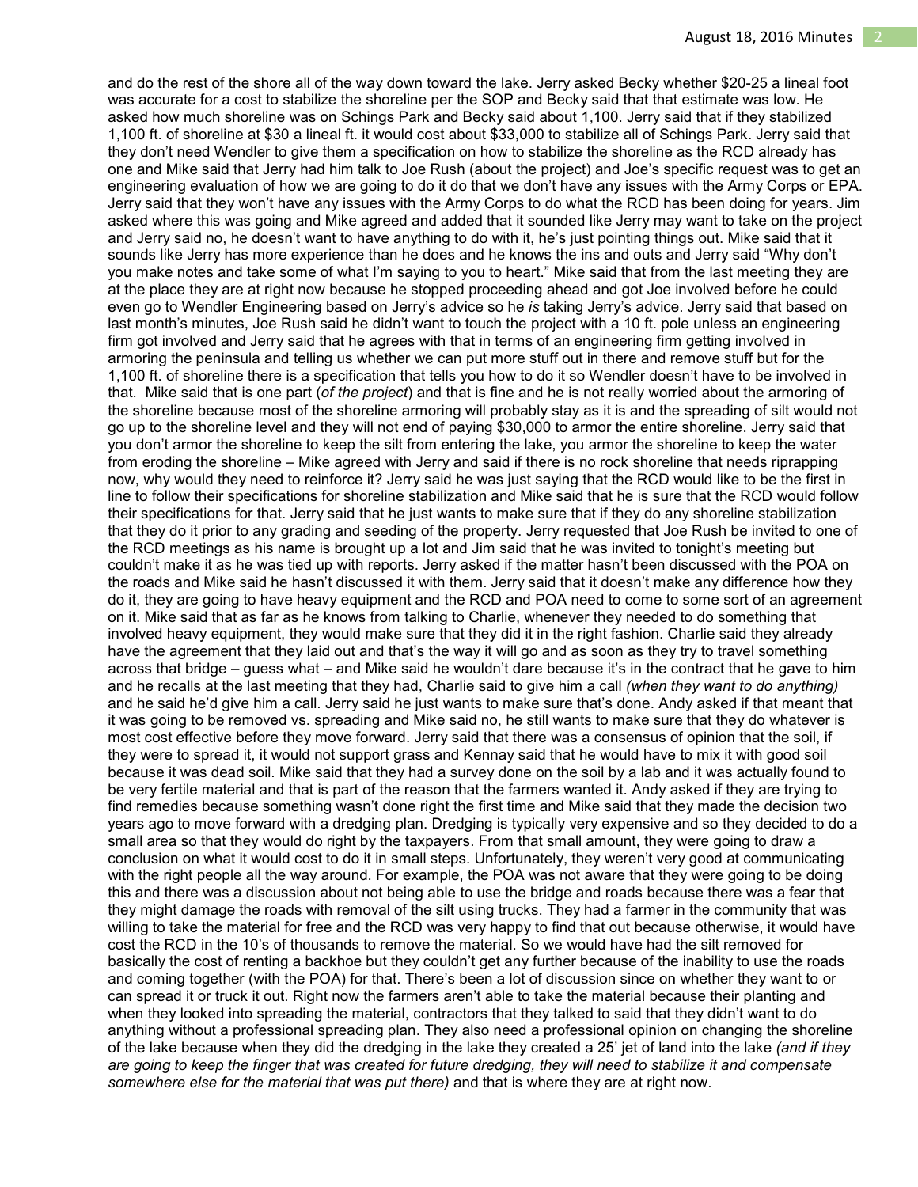and do the rest of the shore all of the way down toward the lake. Jerry asked Becky whether $20-25 a lineal foot was accurate for a cost to stabilize the shoreline per the SOP and Becky said that that estimate was low. He asked how much shoreline was on Schings Park and Becky said about 1,100. Jerry said that if they stabilized 1,100 ft. of shoreline at $30 a lineal ft. it would cost about $33,000 to stabilize all of Schings Park. Jerry said that they don't need Wendler to give them a specification on how to stabilize the shoreline as the RCD already has one and Mike said that Jerry had him talk to Joe Rush (about the project) and Joe's specific request was to get an engineering evaluation of how we are going to do it do that we don't have any issues with the Army Corps or EPA. Jerry said that they won't have any issues with the Army Corps to do what the RCD has been doing for years. Jim asked where this was going and Mike agreed and added that it sounded like Jerry may want to take on the project and Jerry said no, he doesn't want to have anything to do with it, he's just pointing things out. Mike said that it sounds like Jerry has more experience than he does and he knows the ins and outs and Jerry said "Why don't you make notes and take some of what I'm saying to you to heart." Mike said that from the last meeting they are at the place they are at right now because he stopped proceeding ahead and got Joe involved before he could even go to Wendler Engineering based on Jerry's advice so he *is* taking Jerry's advice. Jerry said that based on last month's minutes, Joe Rush said he didn't want to touch the project with a 10 ft. pole unless an engineering firm got involved and Jerry said that he agrees with that in terms of an engineering firm getting involved in armoring the peninsula and telling us whether we can put more stuff out in there and remove stuff but for the 1,100 ft. of shoreline there is a specification that tells you how to do it so Wendler doesn't have to be involved in that. Mike said that is one part (*of the project*) and that is fine and he is not really worried about the armoring of the shoreline because most of the shoreline armoring will probably stay as it is and the spreading of silt would not go up to the shoreline level and they will not end of paying $30,000 to armor the entire shoreline. Jerry said that you don't armor the shoreline to keep the silt from entering the lake, you armor the shoreline to keep the water from eroding the shoreline – Mike agreed with Jerry and said if there is no rock shoreline that needs riprapping now, why would they need to reinforce it? Jerry said he was just saying that the RCD would like to be the first in line to follow their specifications for shoreline stabilization and Mike said that he is sure that the RCD would follow their specifications for that. Jerry said that he just wants to make sure that if they do any shoreline stabilization that they do it prior to any grading and seeding of the property. Jerry requested that Joe Rush be invited to one of the RCD meetings as his name is brought up a lot and Jim said that he was invited to tonight's meeting but couldn't make it as he was tied up with reports. Jerry asked if the matter hasn't been discussed with the POA on the roads and Mike said he hasn't discussed it with them. Jerry said that it doesn't make any difference how they do it, they are going to have heavy equipment and the RCD and POA need to come to some sort of an agreement on it. Mike said that as far as he knows from talking to Charlie, whenever they needed to do something that involved heavy equipment, they would make sure that they did it in the right fashion. Charlie said they already have the agreement that they laid out and that's the way it will go and as soon as they try to travel something across that bridge – guess what – and Mike said he wouldn't dare because it's in the contract that he gave to him and he recalls at the last meeting that they had, Charlie said to give him a call *(when they want to do anything)* and he said he'd give him a call. Jerry said he just wants to make sure that's done. Andy asked if that meant that it was going to be removed vs. spreading and Mike said no, he still wants to make sure that they do whatever is most cost effective before they move forward. Jerry said that there was a consensus of opinion that the soil, if they were to spread it, it would not support grass and Kennay said that he would have to mix it with good soil because it was dead soil. Mike said that they had a survey done on the soil by a lab and it was actually found to be very fertile material and that is part of the reason that the farmers wanted it. Andy asked if they are trying to find remedies because something wasn't done right the first time and Mike said that they made the decision two years ago to move forward with a dredging plan. Dredging is typically very expensive and so they decided to do a small area so that they would do right by the taxpayers. From that small amount, they were going to draw a conclusion on what it would cost to do it in small steps. Unfortunately, they weren't very good at communicating with the right people all the way around. For example, the POA was not aware that they were going to be doing this and there was a discussion about not being able to use the bridge and roads because there was a fear that they might damage the roads with removal of the silt using trucks. They had a farmer in the community that was willing to take the material for free and the RCD was very happy to find that out because otherwise, it would have cost the RCD in the 10's of thousands to remove the material. So we would have had the silt removed for basically the cost of renting a backhoe but they couldn't get any further because of the inability to use the roads and coming together (with the POA) for that. There's been a lot of discussion since on whether they want to or can spread it or truck it out. Right now the farmers aren't able to take the material because their planting and when they looked into spreading the material, contractors that they talked to said that they didn't want to do anything without a professional spreading plan. They also need a professional opinion on changing the shoreline of the lake because when they did the dredging in the lake they created a 25' jet of land into the lake *(and if they are going to keep the finger that was created for future dredging, they will need to stabilize it and compensate somewhere else for the material that was put there)* and that is where they are at right now.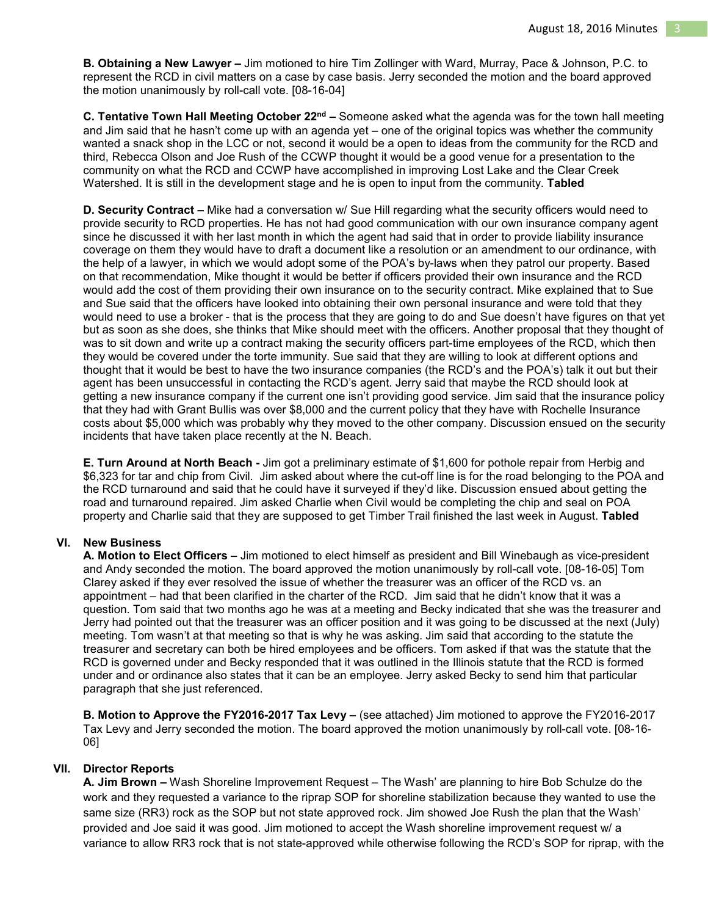**B. Obtaining a New Lawyer –** Jim motioned to hire Tim Zollinger with Ward, Murray, Pace & Johnson, P.C. to represent the RCD in civil matters on a case by case basis. Jerry seconded the motion and the board approved the motion unanimously by roll-call vote. [08-16-04]

**C. Tentative Town Hall Meeting October 22nd –** Someone asked what the agenda was for the town hall meeting and Jim said that he hasn't come up with an agenda yet – one of the original topics was whether the community wanted a snack shop in the LCC or not, second it would be a open to ideas from the community for the RCD and third, Rebecca Olson and Joe Rush of the CCWP thought it would be a good venue for a presentation to the community on what the RCD and CCWP have accomplished in improving Lost Lake and the Clear Creek Watershed. It is still in the development stage and he is open to input from the community. **Tabled**

**D. Security Contract –** Mike had a conversation w/ Sue Hill regarding what the security officers would need to provide security to RCD properties. He has not had good communication with our own insurance company agent since he discussed it with her last month in which the agent had said that in order to provide liability insurance coverage on them they would have to draft a document like a resolution or an amendment to our ordinance, with the help of a lawyer, in which we would adopt some of the POA's by-laws when they patrol our property. Based on that recommendation, Mike thought it would be better if officers provided their own insurance and the RCD would add the cost of them providing their own insurance on to the security contract. Mike explained that to Sue and Sue said that the officers have looked into obtaining their own personal insurance and were told that they would need to use a broker - that is the process that they are going to do and Sue doesn't have figures on that yet but as soon as she does, she thinks that Mike should meet with the officers. Another proposal that they thought of was to sit down and write up a contract making the security officers part-time employees of the RCD, which then they would be covered under the torte immunity. Sue said that they are willing to look at different options and thought that it would be best to have the two insurance companies (the RCD's and the POA's) talk it out but their agent has been unsuccessful in contacting the RCD's agent. Jerry said that maybe the RCD should look at getting a new insurance company if the current one isn't providing good service. Jim said that the insurance policy that they had with Grant Bullis was over $8,000 and the current policy that they have with Rochelle Insurance costs about $5,000 which was probably why they moved to the other company. Discussion ensued on the security incidents that have taken place recently at the N. Beach.

**E. Turn Around at North Beach -** Jim got a preliminary estimate of $1,600 for pothole repair from Herbig and $6,323 for tar and chip from Civil. Jim asked about where the cut-off line is for the road belonging to the POA and the RCD turnaround and said that he could have it surveyed if they'd like. Discussion ensued about getting the road and turnaround repaired. Jim asked Charlie when Civil would be completing the chip and seal on POA property and Charlie said that they are supposed to get Timber Trail finished the last week in August. **Tabled**

## VI. New Business

**A. Motion to Elect Officers –** Jim motioned to elect himself as president and Bill Winebaugh as vice-president and Andy seconded the motion. The board approved the motion unanimously by roll-call vote. [08-16-05] Tom Clarey asked if they ever resolved the issue of whether the treasurer was an officer of the RCD vs. an appointment – had that been clarified in the charter of the RCD. Jim said that he didn't know that it was a question. Tom said that two months ago he was at a meeting and Becky indicated that she was the treasurer and Jerry had pointed out that the treasurer was an officer position and it was going to be discussed at the next (July) meeting. Tom wasn't at that meeting so that is why he was asking. Jim said that according to the statute the treasurer and secretary can both be hired employees and be officers. Tom asked if that was the statute that the RCD is governed under and Becky responded that it was outlined in the Illinois statute that the RCD is formed under and or ordinance also states that it can be an employee. Jerry asked Becky to send him that particular paragraph that she just referenced.

**B. Motion to Approve the FY2016-2017 Tax Levy –** (see attached) Jim motioned to approve the FY2016-2017 Tax Levy and Jerry seconded the motion. The board approved the motion unanimously by roll-call vote. [08-16-06]

## VII. Director Reports

**A. Jim Brown –** Wash Shoreline Improvement Request – The Wash' are planning to hire Bob Schulze do the work and they requested a variance to the riprap SOP for shoreline stabilization because they wanted to use the same size (RR3) rock as the SOP but not state approved rock. Jim showed Joe Rush the plan that the Wash' provided and Joe said it was good. Jim motioned to accept the Wash shoreline improvement request w/ a variance to allow RR3 rock that is not state-approved while otherwise following the RCD's SOP for riprap, with the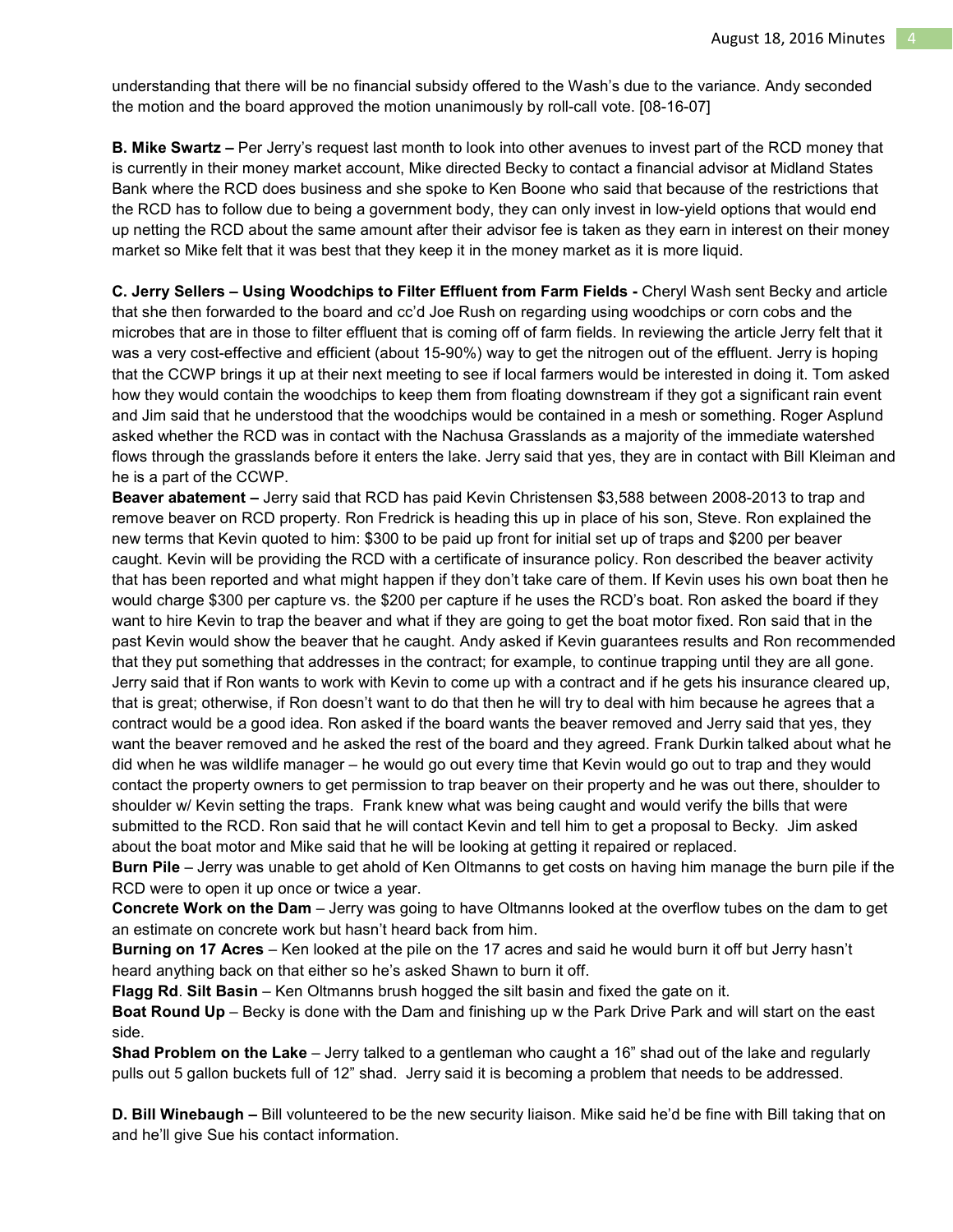understanding that there will be no financial subsidy offered to the Wash's due to the variance. Andy seconded the motion and the board approved the motion unanimously by roll-call vote. [08-16-07]

**B. Mike Swartz –** Per Jerry's request last month to look into other avenues to invest part of the RCD money that is currently in their money market account, Mike directed Becky to contact a financial advisor at Midland States Bank where the RCD does business and she spoke to Ken Boone who said that because of the restrictions that the RCD has to follow due to being a government body, they can only invest in low-yield options that would end up netting the RCD about the same amount after their advisor fee is taken as they earn in interest on their money market so Mike felt that it was best that they keep it in the money market as it is more liquid.

**C. Jerry Sellers – Using Woodchips to Filter Effluent from Farm Fields -** Cheryl Wash sent Becky and article that she then forwarded to the board and cc'd Joe Rush on regarding using woodchips or corn cobs and the microbes that are in those to filter effluent that is coming off of farm fields. In reviewing the article Jerry felt that it was a very cost-effective and efficient (about 15-90%) way to get the nitrogen out of the effluent. Jerry is hoping that the CCWP brings it up at their next meeting to see if local farmers would be interested in doing it. Tom asked how they would contain the woodchips to keep them from floating downstream if they got a significant rain event and Jim said that he understood that the woodchips would be contained in a mesh or something. Roger Asplund asked whether the RCD was in contact with the Nachusa Grasslands as a majority of the immediate watershed flows through the grasslands before it enters the lake. Jerry said that yes, they are in contact with Bill Kleiman and he is a part of the CCWP.

**Beaver abatement –** Jerry said that RCD has paid Kevin Christensen $3,588 between 2008-2013 to trap and remove beaver on RCD property. Ron Fredrick is heading this up in place of his son, Steve. Ron explained the new terms that Kevin quoted to him: $300 to be paid up front for initial set up of traps and $200 per beaver caught. Kevin will be providing the RCD with a certificate of insurance policy. Ron described the beaver activity that has been reported and what might happen if they don't take care of them. If Kevin uses his own boat then he would charge $300 per capture vs. the $200 per capture if he uses the RCD's boat. Ron asked the board if they want to hire Kevin to trap the beaver and what if they are going to get the boat motor fixed. Ron said that in the past Kevin would show the beaver that he caught. Andy asked if Kevin guarantees results and Ron recommended that they put something that addresses in the contract; for example, to continue trapping until they are all gone. Jerry said that if Ron wants to work with Kevin to come up with a contract and if he gets his insurance cleared up, that is great; otherwise, if Ron doesn't want to do that then he will try to deal with him because he agrees that a contract would be a good idea. Ron asked if the board wants the beaver removed and Jerry said that yes, they want the beaver removed and he asked the rest of the board and they agreed. Frank Durkin talked about what he did when he was wildlife manager – he would go out every time that Kevin would go out to trap and they would contact the property owners to get permission to trap beaver on their property and he was out there, shoulder to shoulder w/ Kevin setting the traps. Frank knew what was being caught and would verify the bills that were submitted to the RCD. Ron said that he will contact Kevin and tell him to get a proposal to Becky. Jim asked about the boat motor and Mike said that he will be looking at getting it repaired or replaced.

**Burn Pile** – Jerry was unable to get ahold of Ken Oltmanns to get costs on having him manage the burn pile if the RCD were to open it up once or twice a year.

**Concrete Work on the Dam** – Jerry was going to have Oltmanns looked at the overflow tubes on the dam to get an estimate on concrete work but hasn't heard back from him.

**Burning on 17 Acres** – Ken looked at the pile on the 17 acres and said he would burn it off but Jerry hasn't heard anything back on that either so he's asked Shawn to burn it off.

**Flagg Rd**. **Silt Basin** – Ken Oltmanns brush hogged the silt basin and fixed the gate on it.

**Boat Round Up** – Becky is done with the Dam and finishing up w the Park Drive Park and will start on the east side.

**Shad Problem on the Lake** – Jerry talked to a gentleman who caught a 16" shad out of the lake and regularly pulls out 5 gallon buckets full of 12" shad. Jerry said it is becoming a problem that needs to be addressed.

**D. Bill Winebaugh –** Bill volunteered to be the new security liaison. Mike said he'd be fine with Bill taking that on and he'll give Sue his contact information.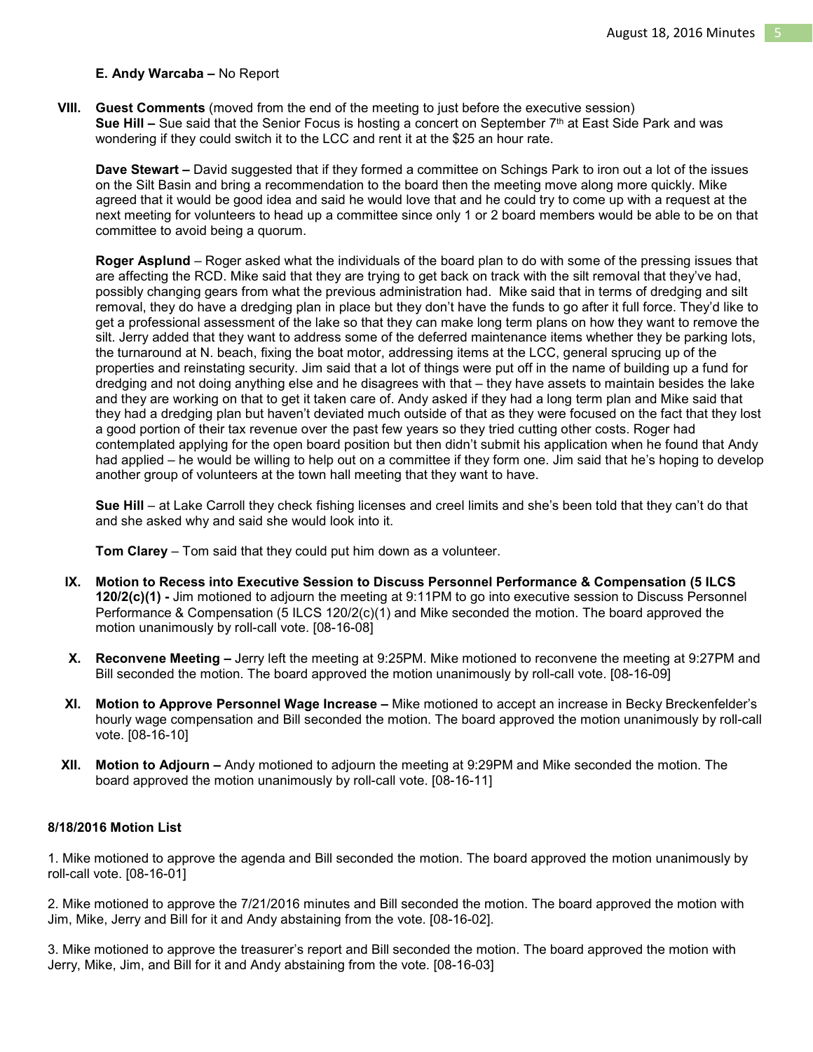**E. Andy Warcaba –** No Report

**VIII. Guest Comments** (moved from the end of the meeting to just before the executive session)

**Sue Hill –** Sue said that the Senior Focus is hosting a concert on September 7th at East Side Park and was wondering if they could switch it to the LCC and rent it at the $25 an hour rate.

**Dave Stewart –** David suggested that if they formed a committee on Schings Park to iron out a lot of the issues on the Silt Basin and bring a recommendation to the board then the meeting move along more quickly. Mike agreed that it would be good idea and said he would love that and he could try to come up with a request at the next meeting for volunteers to head up a committee since only 1 or 2 board members would be able to be on that committee to avoid being a quorum.

**Roger Asplund** – Roger asked what the individuals of the board plan to do with some of the pressing issues that are affecting the RCD. Mike said that they are trying to get back on track with the silt removal that they've had, possibly changing gears from what the previous administration had. Mike said that in terms of dredging and silt removal, they do have a dredging plan in place but they don't have the funds to go after it full force. They'd like to get a professional assessment of the lake so that they can make long term plans on how they want to remove the silt. Jerry added that they want to address some of the deferred maintenance items whether they be parking lots, the turnaround at N. beach, fixing the boat motor, addressing items at the LCC, general sprucing up of the properties and reinstating security. Jim said that a lot of things were put off in the name of building up a fund for dredging and not doing anything else and he disagrees with that – they have assets to maintain besides the lake and they are working on that to get it taken care of. Andy asked if they had a long term plan and Mike said that they had a dredging plan but haven't deviated much outside of that as they were focused on the fact that they lost a good portion of their tax revenue over the past few years so they tried cutting other costs. Roger had contemplated applying for the open board position but then didn't submit his application when he found that Andy had applied – he would be willing to help out on a committee if they form one. Jim said that he's hoping to develop another group of volunteers at the town hall meeting that they want to have.

**Sue Hill** – at Lake Carroll they check fishing licenses and creel limits and she's been told that they can't do that and she asked why and said she would look into it.

**Tom Clarey** – Tom said that they could put him down as a volunteer.

**IX. Motion to Recess into Executive Session to Discuss Personnel Performance & Compensation (5 ILCS 120/2(c)(1) -** Jim motioned to adjourn the meeting at 9:11PM to go into executive session to Discuss Personnel Performance & Compensation (5 ILCS 120/2(c)(1) and Mike seconded the motion. The board approved the motion unanimously by roll-call vote. [08-16-08]

**X. Reconvene Meeting –** Jerry left the meeting at 9:25PM. Mike motioned to reconvene the meeting at 9:27PM and Bill seconded the motion. The board approved the motion unanimously by roll-call vote. [08-16-09]

**XI. Motion to Approve Personnel Wage Increase –** Mike motioned to accept an increase in Becky Breckenfelder's hourly wage compensation and Bill seconded the motion. The board approved the motion unanimously by roll-call vote. [08-16-10]

**XII. Motion to Adjourn –** Andy motioned to adjourn the meeting at 9:29PM and Mike seconded the motion. The board approved the motion unanimously by roll-call vote. [08-16-11]

**8/18/2016 Motion List**

1. Mike motioned to approve the agenda and Bill seconded the motion. The board approved the motion unanimously by roll-call vote. [08-16-01]

2. Mike motioned to approve the 7/21/2016 minutes and Bill seconded the motion. The board approved the motion with Jim, Mike, Jerry and Bill for it and Andy abstaining from the vote. [08-16-02].

3. Mike motioned to approve the treasurer's report and Bill seconded the motion. The board approved the motion with Jerry, Mike, Jim, and Bill for it and Andy abstaining from the vote. [08-16-03]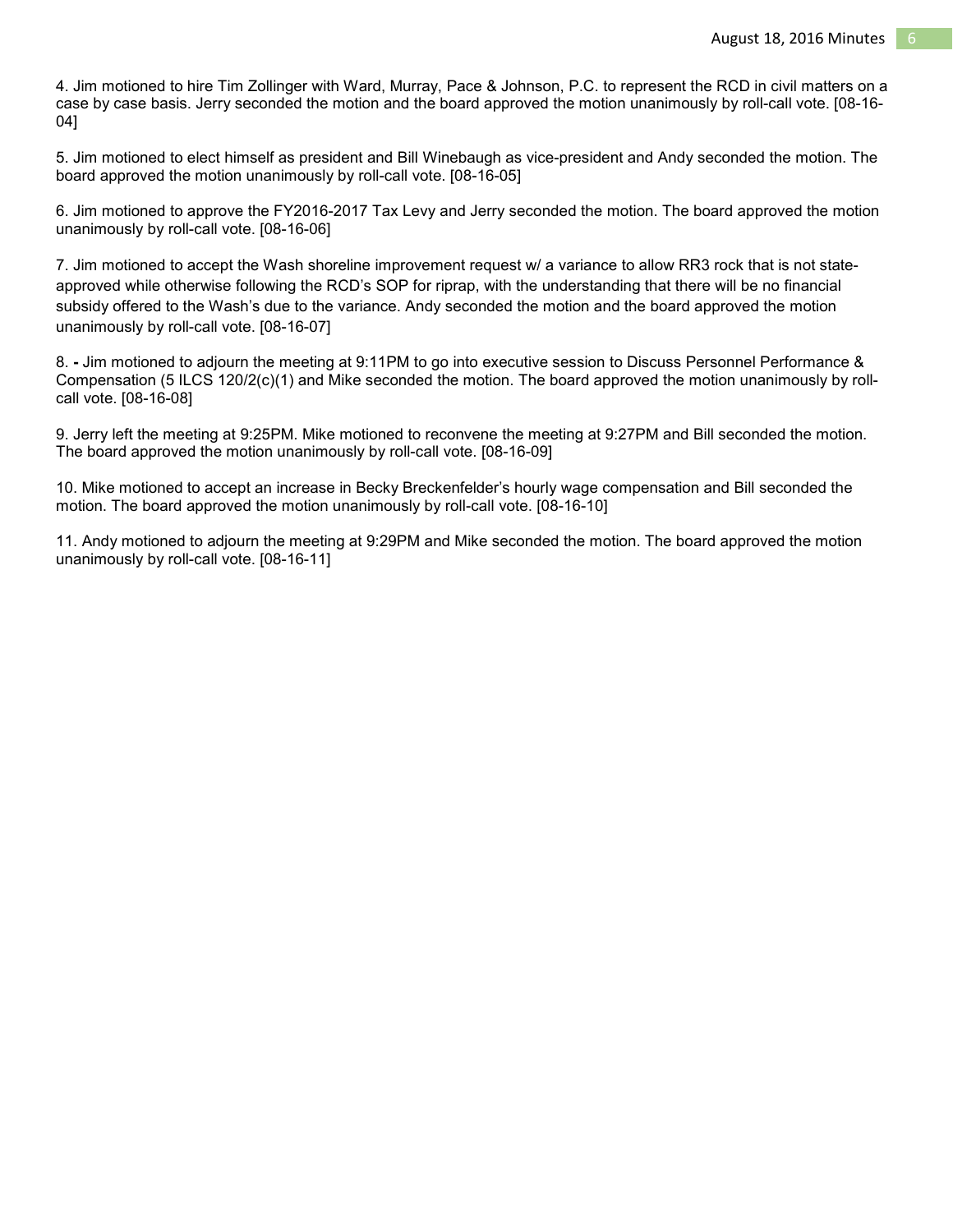4. Jim motioned to hire Tim Zollinger with Ward, Murray, Pace & Johnson, P.C. to represent the RCD in civil matters on a case by case basis. Jerry seconded the motion and the board approved the motion unanimously by roll-call vote. [08-16-04]

5. Jim motioned to elect himself as president and Bill Winebaugh as vice-president and Andy seconded the motion. The board approved the motion unanimously by roll-call vote. [08-16-05]

6. Jim motioned to approve the FY2016-2017 Tax Levy and Jerry seconded the motion. The board approved the motion unanimously by roll-call vote. [08-16-06]

7. Jim motioned to accept the Wash shoreline improvement request w/ a variance to allow RR3 rock that is not state-approved while otherwise following the RCD's SOP for riprap, with the understanding that there will be no financial subsidy offered to the Wash's due to the variance. Andy seconded the motion and the board approved the motion unanimously by roll-call vote. [08-16-07]

8. **-** Jim motioned to adjourn the meeting at 9:11PM to go into executive session to Discuss Personnel Performance & Compensation (5 ILCS 120/2(c)(1) and Mike seconded the motion. The board approved the motion unanimously by roll-call vote. [08-16-08]

9. Jerry left the meeting at 9:25PM. Mike motioned to reconvene the meeting at 9:27PM and Bill seconded the motion. The board approved the motion unanimously by roll-call vote. [08-16-09]

10. Mike motioned to accept an increase in Becky Breckenfelder's hourly wage compensation and Bill seconded the motion. The board approved the motion unanimously by roll-call vote. [08-16-10]

11. Andy motioned to adjourn the meeting at 9:29PM and Mike seconded the motion. The board approved the motion unanimously by roll-call vote. [08-16-11]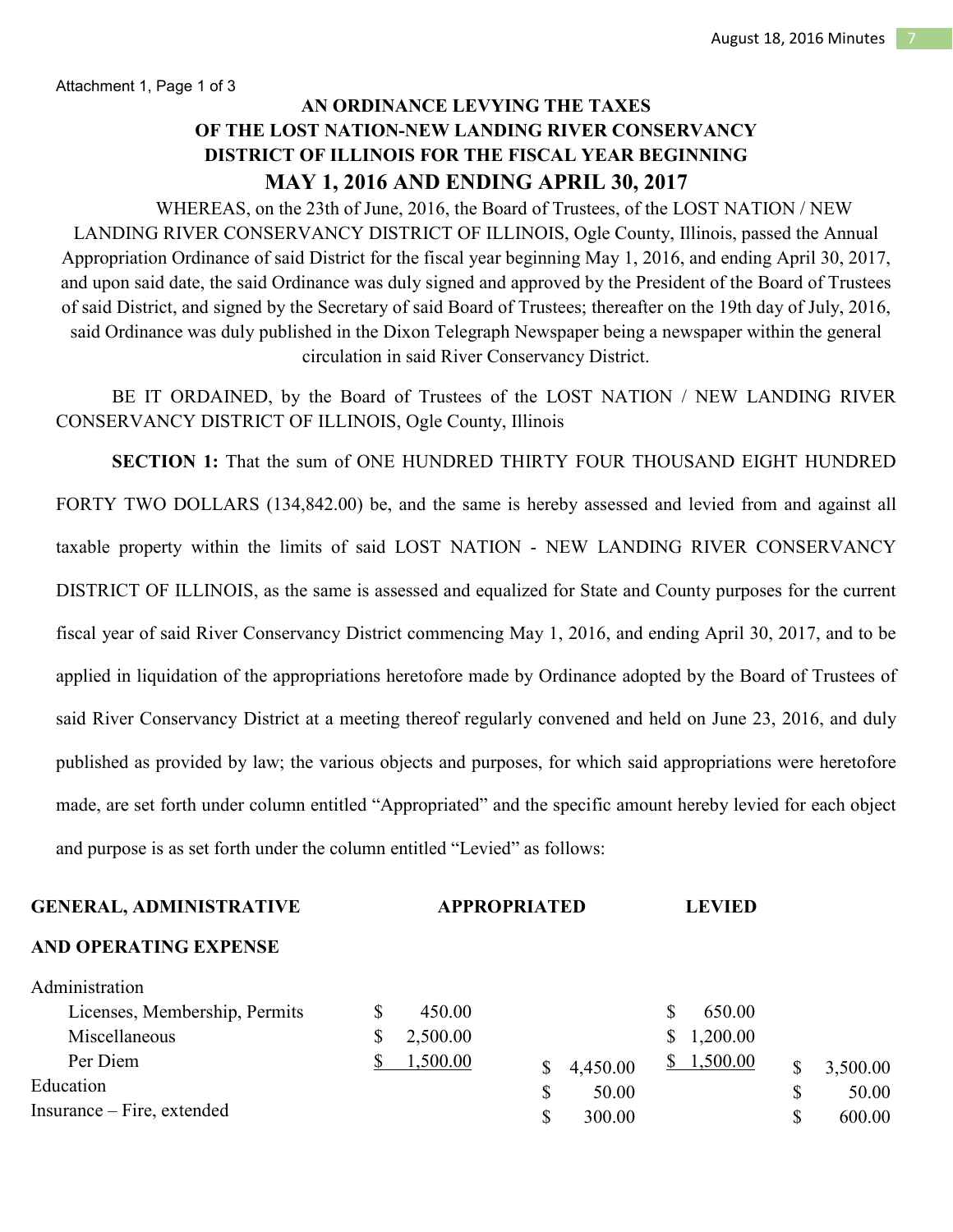Attachment 1, Page 1 of 3

# AN ORDINANCE LEVYING THE TAXES OF THE LOST NATION-NEW LANDING RIVER CONSERVANCY DISTRICT OF ILLINOIS FOR THE FISCAL YEAR BEGINNING MAY 1, 2016 AND ENDING APRIL 30, 2017

WHEREAS, on the 23th of June, 2016, the Board of Trustees, of the LOST NATION / NEW LANDING RIVER CONSERVANCY DISTRICT OF ILLINOIS, Ogle County, Illinois, passed the Annual Appropriation Ordinance of said District for the fiscal year beginning May 1, 2016, and ending April 30, 2017, and upon said date, the said Ordinance was duly signed and approved by the President of the Board of Trustees of said District, and signed by the Secretary of said Board of Trustees; thereafter on the 19th day of July, 2016, said Ordinance was duly published in the Dixon Telegraph Newspaper being a newspaper within the general circulation in said River Conservancy District.

BE IT ORDAINED, by the Board of Trustees of the LOST NATION / NEW LANDING RIVER CONSERVANCY DISTRICT OF ILLINOIS, Ogle County, Illinois

**SECTION 1:** That the sum of ONE HUNDRED THIRTY FOUR THOUSAND EIGHT HUNDRED FORTY TWO DOLLARS (134,842.00) be, and the same is hereby assessed and levied from and against all taxable property within the limits of said LOST NATION - NEW LANDING RIVER CONSERVANCY DISTRICT OF ILLINOIS, as the same is assessed and equalized for State and County purposes for the current fiscal year of said River Conservancy District commencing May 1, 2016, and ending April 30, 2017, and to be applied in liquidation of the appropriations heretofore made by Ordinance adopted by the Board of Trustees of said River Conservancy District at a meeting thereof regularly convened and held on June 23, 2016, and duly published as provided by law; the various objects and purposes, for which said appropriations were heretofore made, are set forth under column entitled "Appropriated" and the specific amount hereby levied for each object and purpose is as set forth under the column entitled "Levied" as follows:

| **GENERAL, ADMINISTRATIVE AND OPERATING EXPENSE** | **APPROPRIATED** | | **LEVIED** | |
|---|---|---|---|---|
| Administration | | | | |
| Licenses, Membership, Permits | $ 450.00 | | $ 650.00 | |
| Miscellaneous | $ 2,500.00 | | $ 1,200.00 | |
| Per Diem | $ 1,500.00 | $ 4,450.00 | $ 1,500.00 | $ 3,500.00 |
| Education | | $ 50.00 | | $ 50.00 |
| Insurance – Fire, extended | | $ 300.00 | | $ 600.00 |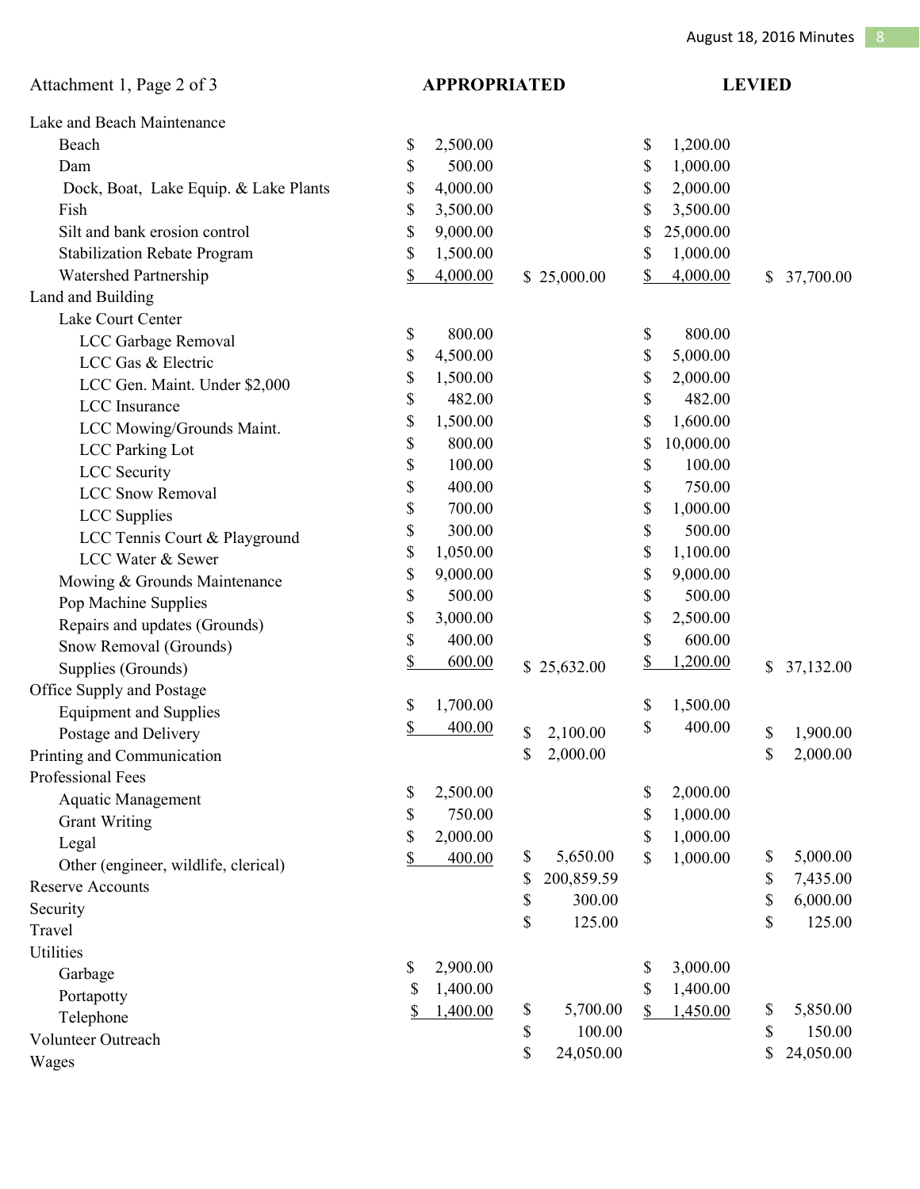Attachment 1, Page 2 of 3

| | APPROPRIATED | | LEVIED | |
|---|---|---|---|---|
| **Lake and Beach Maintenance** | | | | |
| Beach | $ 2,500.00 | | $ 1,200.00 | |
| Dam | $ 500.00 | | $ 1,000.00 | |
| Dock, Boat, Lake Equip. & Lake Plants | $ 4,000.00 | | $ 2,000.00 | |
| Fish | $ 3,500.00 | | $ 3,500.00 | |
| Silt and bank erosion control | $ 9,000.00 | | $ 25,000.00 | |
| Stabilization Rebate Program | $ 1,500.00 | | $ 1,000.00 | |
| Watershed Partnership | $ 4,000.00 | $ 25,000.00 | $ 4,000.00 | $ 37,700.00 |
| **Land and Building** | | | | |
| Lake Court Center | | | | |
| LCC Garbage Removal | $ 800.00 | | $ 800.00 | |
| LCC Gas & Electric | $ 4,500.00 | | $ 5,000.00 | |
| LCC Gen. Maint. Under $2,000 | $ 1,500.00 | | $ 2,000.00 | |
| LCC Insurance | $ 482.00 | | $ 482.00 | |
| LCC Mowing/Grounds Maint. | $ 1,500.00 | | $ 1,600.00 | |
| LCC Parking Lot | $ 800.00 | | $ 10,000.00 | |
| LCC Security | $ 100.00 | | $ 100.00 | |
| LCC Snow Removal | $ 400.00 | | $ 750.00 | |
| LCC Supplies | $ 700.00 | | $ 1,000.00 | |
| LCC Tennis Court & Playground | $ 300.00 | | $ 500.00 | |
| LCC Water & Sewer | $ 1,050.00 | | $ 1,100.00 | |
| Mowing & Grounds Maintenance | $ 9,000.00 | | $ 9,000.00 | |
| Pop Machine Supplies | $ 500.00 | | $ 500.00 | |
| Repairs and updates (Grounds) | $ 3,000.00 | | $ 2,500.00 | |
| Snow Removal (Grounds) | $ 400.00 | | $ 600.00 | |
| Supplies (Grounds) | $ 600.00 | $ 25,632.00 | $ 1,200.00 | $ 37,132.00 |
| **Office Supply and Postage** | | | | |
| Equipment and Supplies | $ 1,700.00 | | $ 1,500.00 | |
| Postage and Delivery | $ 400.00 | $ 2,100.00 | $ 400.00 | $ 1,900.00 |
| **Printing and Communication** | | $ 2,000.00 | | $ 2,000.00 |
| **Professional Fees** | | | | |
| Aquatic Management | $ 2,500.00 | | $ 2,000.00 | |
| Grant Writing | $ 750.00 | | $ 1,000.00 | |
| Legal | $ 2,000.00 | | $ 1,000.00 | |
| Other (engineer, wildlife, clerical) | $ 400.00 | $ 5,650.00 | $ 1,000.00 | $ 5,000.00 |
| **Reserve Accounts** | | $ 200,859.59 | | $ 7,435.00 |
| **Security** | | $ 300.00 | | $ 6,000.00 |
| **Travel** | | $ 125.00 | | $ 125.00 |
| **Utilities** | | | | |
| Garbage | $ 2,900.00 | | $ 3,000.00 | |
| Portapotty | $ 1,400.00 | | $ 1,400.00 | |
| Telephone | $ 1,400.00 | $ 5,700.00 | $ 1,450.00 | $ 5,850.00 |
| **Volunteer Outreach** | | $ 100.00 | | $ 150.00 |
| **Wages** | | $ 24,050.00 | | $ 24,050.00 |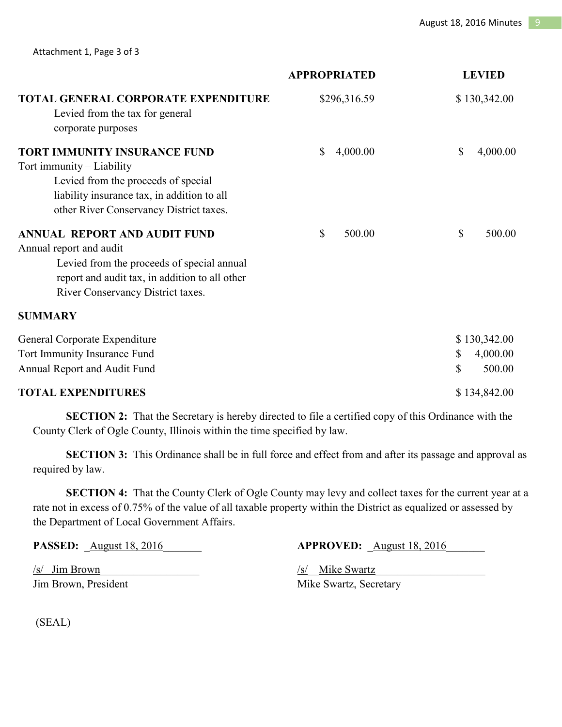Attachment 1, Page 3 of 3

| | APPROPRIATED | LEVIED |
|---|---|---|
| **TOTAL GENERAL CORPORATE EXPENDITURE**<br>Levied from the tax for general corporate purposes | $296,316.59 | $ 130,342.00 |
| **TORT IMMUNITY INSURANCE FUND**<br>Tort immunity – Liability<br>Levied from the proceeds of special liability insurance tax, in addition to all other River Conservancy District taxes. | $ 4,000.00 | $ 4,000.00 |
| **ANNUAL REPORT AND AUDIT FUND**<br>Annual report and audit<br>Levied from the proceeds of special annual report and audit tax, in addition to all other River Conservancy District taxes. | $ 500.00 | $ 500.00 |

**SUMMARY**

| | |
|---|---|
| General Corporate Expenditure | $ 130,342.00 |
| Tort Immunity Insurance Fund | $ 4,000.00 |
| Annual Report and Audit Fund | $ 500.00 |
| **TOTAL EXPENDITURES** | $ 134,842.00 |

**SECTION 2:** That the Secretary is hereby directed to file a certified copy of this Ordinance with the County Clerk of Ogle County, Illinois within the time specified by law.

**SECTION 3:** This Ordinance shall be in full force and effect from and after its passage and approval as required by law.

**SECTION 4:** That the County Clerk of Ogle County may levy and collect taxes for the current year at a rate not in excess of 0.75% of the value of all taxable property within the District as equalized or assessed by the Department of Local Government Affairs.

**PASSED:** August 18, 2016

/s/ Jim Brown
Jim Brown, President

**APPROVED:** August 18, 2016

/s/ Mike Swartz
Mike Swartz, Secretary

(SEAL)